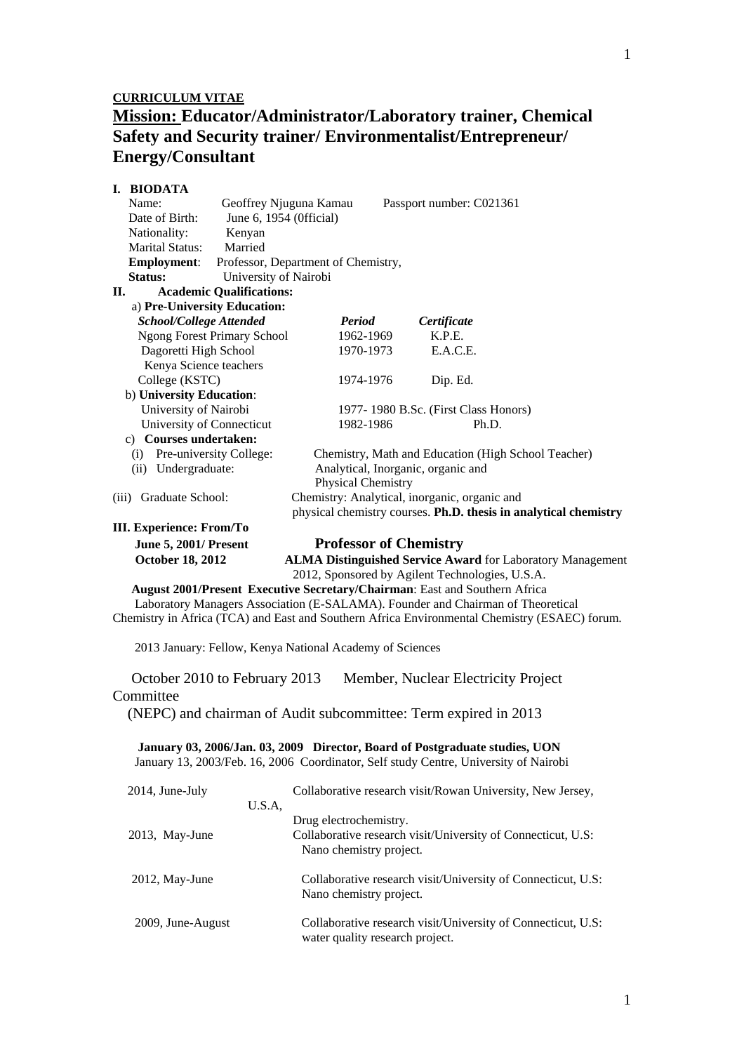**CURRICULUM VITAE**

# Mission: Educator/Administrator/Laboratory trainer, Chemical Safety and Security trainer/ Environmentalist/Entrepreneur/ Energy/Consultant

## I. BIODATA

Name: Geoffrey Njuguna Kamau Passport number: C021361
Date of Birth: June 6, 1954 (0fficial)
Nationality: Kenyan
Marital Status: Married
**Employment**: Professor, Department of Chemistry,
**Status:** University of Nairobi

## II. Academic Qualifications:

a) **Pre-University Education:**

| *School/College Attended* | *Period* | *Certificate* |
|---|---|---|
| Ngong Forest Primary School | 1962-1969 | K.P.E. |
| Dagoretti High School | 1970-1973 | E.A.C.E. |
| Kenya Science teachers College (KSTC) | 1974-1976 | Dip. Ed. |

b) **University Education**:

| | | |
|---|---|---|
| University of Nairobi | 1977- 1980 | B.Sc. (First Class Honors) |
| University of Connecticut | 1982-1986 | Ph.D. |

c) **Courses undertaken:**

(i) Pre-university College: Chemistry, Math and Education (High School Teacher)
(ii) Undergraduate: Analytical, Inorganic, organic and Physical Chemistry
(iii) Graduate School: Chemistry: Analytical, inorganic, organic and physical chemistry courses. **Ph.D. thesis in analytical chemistry**

## III. Experience: From/To

**June 5, 2001/ Present** **Professor of Chemistry**

**October 18, 2012** **ALMA Distinguished Service Award** for Laboratory Management 2012, Sponsored by Agilent Technologies, U.S.A.

**August 2001/Present Executive Secretary/Chairman**: East and Southern Africa Laboratory Managers Association (E-SALAMA). Founder and Chairman of Theoretical Chemistry in Africa (TCA) and East and Southern Africa Environmental Chemistry (ESAEC) forum.

2013 January: Fellow, Kenya National Academy of Sciences

October 2010 to February 2013 Member, Nuclear Electricity Project Committee (NEPC) and chairman of Audit subcommittee: Term expired in 2013

**January 03, 2006/Jan. 03, 2009 Director, Board of Postgraduate studies, UON**
January 13, 2003/Feb. 16, 2006 Coordinator, Self study Centre, University of Nairobi

| | |
|---|---|
| 2014, June-July | Collaborative research visit/Rowan University, New Jersey, U.S.A, Drug electrochemistry. |
| 2013, May-June | Collaborative research visit/University of Connecticut, U.S: Nano chemistry project. |
| 2012, May-June | Collaborative research visit/University of Connecticut, U.S: Nano chemistry project. |
| 2009, June-August | Collaborative research visit/University of Connecticut, U.S: water quality research project. |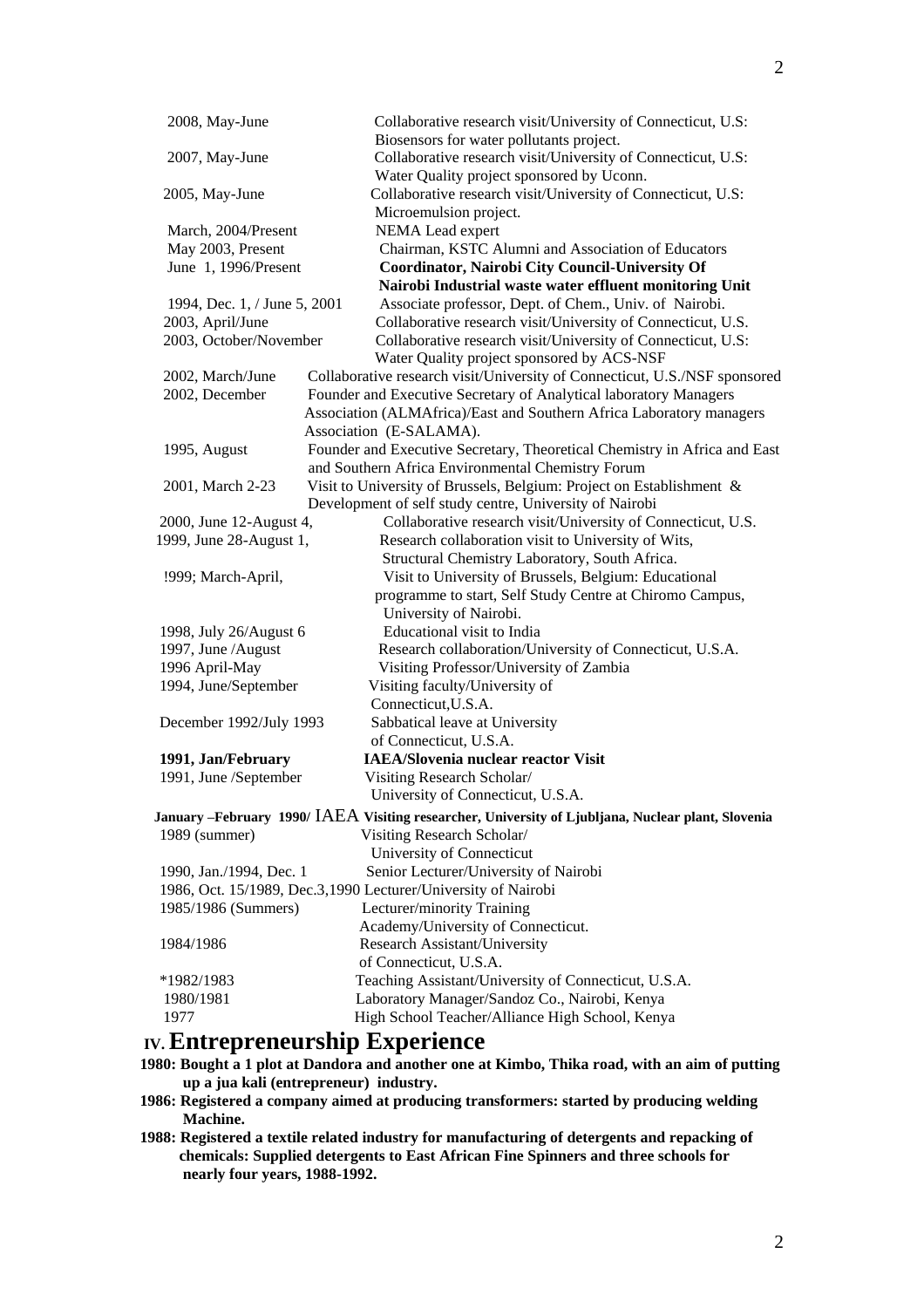| | |
|---|---|
| 2008, May-June | Collaborative research visit/University of Connecticut, U.S: Biosensors for water pollutants project. |
| 2007, May-June | Collaborative research visit/University of Connecticut, U.S: Water Quality project sponsored by Uconn. |
| 2005, May-June | Collaborative research visit/University of Connecticut, U.S: Microemulsion project. |
| March, 2004/Present | NEMA Lead expert |
| May 2003, Present | Chairman, KSTC Alumni and Association of Educators |
| June 1, 1996/Present | **Coordinator, Nairobi City Council-University Of Nairobi Industrial waste water effluent monitoring Unit** |
| 1994, Dec. 1, / June 5, 2001 | Associate professor, Dept. of Chem., Univ. of Nairobi. |
| 2003, April/June | Collaborative research visit/University of Connecticut, U.S. |
| 2003, October/November | Collaborative research visit/University of Connecticut, U.S: Water Quality project sponsored by ACS-NSF |
| 2002, March/June | Collaborative research visit/University of Connecticut, U.S./NSF sponsored |
| 2002, December | Founder and Executive Secretary of Analytical laboratory Managers Association (ALMAfrica)/East and Southern Africa Laboratory managers Association (E-SALAMA). |
| 1995, August | Founder and Executive Secretary, Theoretical Chemistry in Africa and East and Southern Africa Environmental Chemistry Forum |
| 2001, March 2-23 | Visit to University of Brussels, Belgium: Project on Establishment & Development of self study centre, University of Nairobi |
| 2000, June 12-August 4, | Collaborative research visit/University of Connecticut, U.S. |
| 1999, June 28-August 1, | Research collaboration visit to University of Wits, Structural Chemistry Laboratory, South Africa. |
| !999; March-April, | Visit to University of Brussels, Belgium: Educational programme to start, Self Study Centre at Chiromo Campus, University of Nairobi. |
| 1998, July 26/August 6 | Educational visit to India |
| 1997, June /August | Research collaboration/University of Connecticut, U.S.A. |
| 1996 April-May | Visiting Professor/University of Zambia |
| 1994, June/September | Visiting faculty/University of Connecticut,U.S.A. |
| December 1992/July 1993 | Sabbatical leave at University of Connecticut, U.S.A. |
| **1991, Jan/February** | **IAEA/Slovenia nuclear reactor Visit** |
| 1991, June /September | Visiting Research Scholar/ University of Connecticut, U.S.A. |
| **January –February 1990/** | **IAEA Visiting researcher, University of Ljubljana, Nuclear plant, Slovenia** |
| 1989 (summer) | Visiting Research Scholar/ University of Connecticut |
| 1990, Jan./1994, Dec. 1 | Senior Lecturer/University of Nairobi |
| 1986, Oct. 15/1989, Dec.3,1990 | Lecturer/University of Nairobi |
| 1985/1986 (Summers) | Lecturer/minority Training Academy/University of Connecticut. |
| 1984/1986 | Research Assistant/University of Connecticut, U.S.A. |
| *1982/1983 | Teaching Assistant/University of Connecticut, U.S.A. |
| 1980/1981 | Laboratory Manager/Sandoz Co., Nairobi, Kenya |
| 1977 | High School Teacher/Alliance High School, Kenya |

## IV. Entrepreneurship Experience

**1980: Bought a 1 plot at Dandora and another one at Kimbo, Thika road, with an aim of putting up a jua kali (entrepreneur) industry.**

**1986: Registered a company aimed at producing transformers: started by producing welding Machine.**

**1988: Registered a textile related industry for manufacturing of detergents and repacking of chemicals: Supplied detergents to East African Fine Spinners and three schools for nearly four years, 1988-1992.**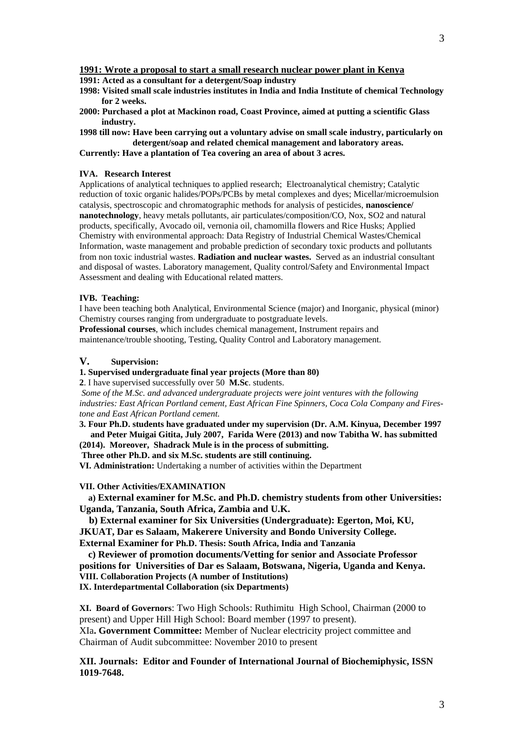**1991: Wrote a proposal to start a small research nuclear power plant in Kenya**

**1991: Acted as a consultant for a detergent/Soap industry**

**1998: Visited small scale industries institutes in India and India Institute of chemical Technology for 2 weeks.**

**2000: Purchased a plot at Mackinon road, Coast Province, aimed at putting a scientific Glass industry.**

**1998 till now: Have been carrying out a voluntary advise on small scale industry, particularly on detergent/soap and related chemical management and laboratory areas.**

**Currently: Have a plantation of Tea covering an area of about 3 acres.**

**IVA. Research Interest**

Applications of analytical techniques to applied research; Electroanalytical chemistry; Catalytic reduction of toxic organic halides/POPs/PCBs by metal complexes and dyes; Micellar/microemulsion catalysis, spectroscopic and chromatographic methods for analysis of pesticides, **nanoscience/ nanotechnology**, heavy metals pollutants, air particulates/composition/CO, Nox, SO2 and natural products, specifically, Avocado oil, vernonia oil, chamomilla flowers and Rice Husks; Applied Chemistry with environmental approach: Data Registry of Industrial Chemical Wastes/Chemical Information, waste management and probable prediction of secondary toxic products and pollutants from non toxic industrial wastes. **Radiation and nuclear wastes.** Served as an industrial consultant and disposal of wastes. Laboratory management, Quality control/Safety and Environmental Impact Assessment and dealing with Educational related matters.

**IVB. Teaching:**

I have been teaching both Analytical, Environmental Science (major) and Inorganic, physical (minor) Chemistry courses ranging from undergraduate to postgraduate levels.

**Professional courses**, which includes chemical management, Instrument repairs and maintenance/trouble shooting, Testing, Quality Control and Laboratory management.

**V. Supervision:**

**1. Supervised undergraduate final year projects (More than 80)**

**2**. I have supervised successfully over 50 **M.Sc**. students.

*Some of the M.Sc. and advanced undergraduate projects were joint ventures with the following industries: East African Portland cement, East African Fine Spinners, Coca Cola Company and Firestone and East African Portland cement.*

**3. Four Ph.D. students have graduated under my supervision (Dr. A.M. Kinyua, December 1997 and Peter Muigai Gitita, July 2007, Farida Were (2013) and now Tabitha W. has submitted (2014). Moreover, Shadrack Mule is in the process of submitting.**

**Three other Ph.D. and six M.Sc. students are still continuing.**

**VI. Administration:** Undertaking a number of activities within the Department

**VII. Other Activities/EXAMINATION**

**a) External examiner for M.Sc. and Ph.D. chemistry students from other Universities: Uganda, Tanzania, South Africa, Zambia and U.K.**

**b) External examiner for Six Universities (Undergraduate): Egerton, Moi, KU, JKUAT, Dar es Salaam, Makerere University and Bondo University College.**

**External Examiner for Ph.D. Thesis: South Africa, India and Tanzania**

**c) Reviewer of promotion documents/Vetting for senior and Associate Professor positions for Universities of Dar es Salaam, Botswana, Nigeria, Uganda and Kenya.**

**VIII. Collaboration Projects (A number of Institutions)**

**IX. Interdepartmental Collaboration (six Departments)**

**XI. Board of Governors**: Two High Schools: Ruthimitu High School, Chairman (2000 to present) and Upper Hill High School: Board member (1997 to present).

XIa**. Government Committee:** Member of Nuclear electricity project committee and Chairman of Audit subcommittee: November 2010 to present

**XII. Journals: Editor and Founder of International Journal of Biochemiphysic, ISSN 1019-7648.**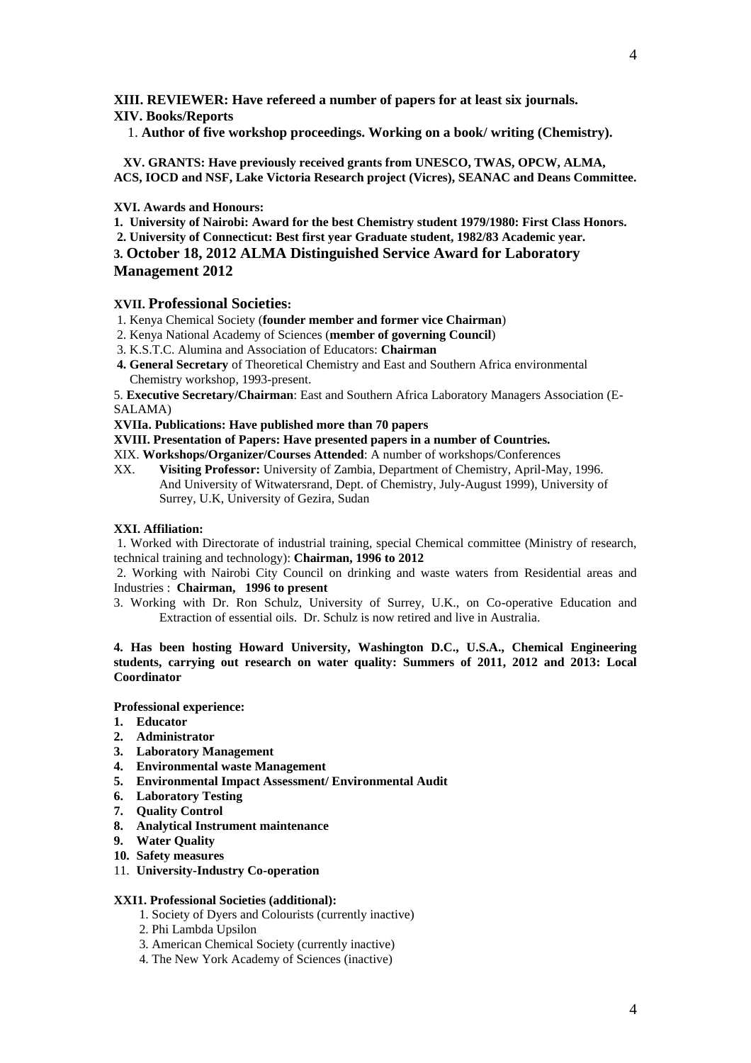**XIII. REVIEWER: Have refereed a number of papers for at least six journals.**

**XIV. Books/Reports**

1. **Author of five workshop proceedings. Working on a book/ writing (Chemistry).**

**XV. GRANTS: Have previously received grants from UNESCO, TWAS, OPCW, ALMA, ACS, IOCD and NSF, Lake Victoria Research project (Vicres), SEANAC and Deans Committee.**

**XVI. Awards and Honours:**

1. **University of Nairobi: Award for the best Chemistry student 1979/1980: First Class Honors.**
2. **University of Connecticut: Best first year Graduate student, 1982/83 Academic year.**
3. **October 18, 2012 ALMA Distinguished Service Award for Laboratory Management 2012**

**XVII. Professional Societies:**

1. Kenya Chemical Society (**founder member and former vice Chairman**)
2. Kenya National Academy of Sciences (**member of governing Council**)
3. K.S.T.C. Alumina and Association of Educators: **Chairman**
4. **General Secretary** of Theoretical Chemistry and East and Southern Africa environmental Chemistry workshop, 1993-present.
5. **Executive Secretary/Chairman**: East and Southern Africa Laboratory Managers Association (E-SALAMA)

**XVIIa. Publications: Have published more than 70 papers**

**XVIII. Presentation of Papers: Have presented papers in a number of Countries.**

XIX. **Workshops/Organizer/Courses Attended**: A number of workshops/Conferences

XX. **Visiting Professor:** University of Zambia, Department of Chemistry, April-May, 1996. And University of Witwatersrand, Dept. of Chemistry, July-August 1999), University of Surrey, U.K, University of Gezira, Sudan

**XXI. Affiliation:**

1. Worked with Directorate of industrial training, special Chemical committee (Ministry of research, technical training and technology): **Chairman, 1996 to 2012**
2. Working with Nairobi City Council on drinking and waste waters from Residential areas and Industries : **Chairman, 1996 to present**
3. Working with Dr. Ron Schulz, University of Surrey, U.K., on Co-operative Education and Extraction of essential oils. Dr. Schulz is now retired and live in Australia.
4. **Has been hosting Howard University, Washington D.C., U.S.A., Chemical Engineering students, carrying out research on water quality: Summers of 2011, 2012 and 2013: Local Coordinator**

**Professional experience:**

1. **Educator**
2. **Administrator**
3. **Laboratory Management**
4. **Environmental waste Management**
5. **Environmental Impact Assessment/ Environmental Audit**
6. **Laboratory Testing**
7. **Quality Control**
8. **Analytical Instrument maintenance**
9. **Water Quality**
10. **Safety measures**
11. **University-Industry Co-operation**

**XXI1. Professional Societies (additional):**

1. Society of Dyers and Colourists (currently inactive)
2. Phi Lambda Upsilon
3. American Chemical Society (currently inactive)
4. The New York Academy of Sciences (inactive)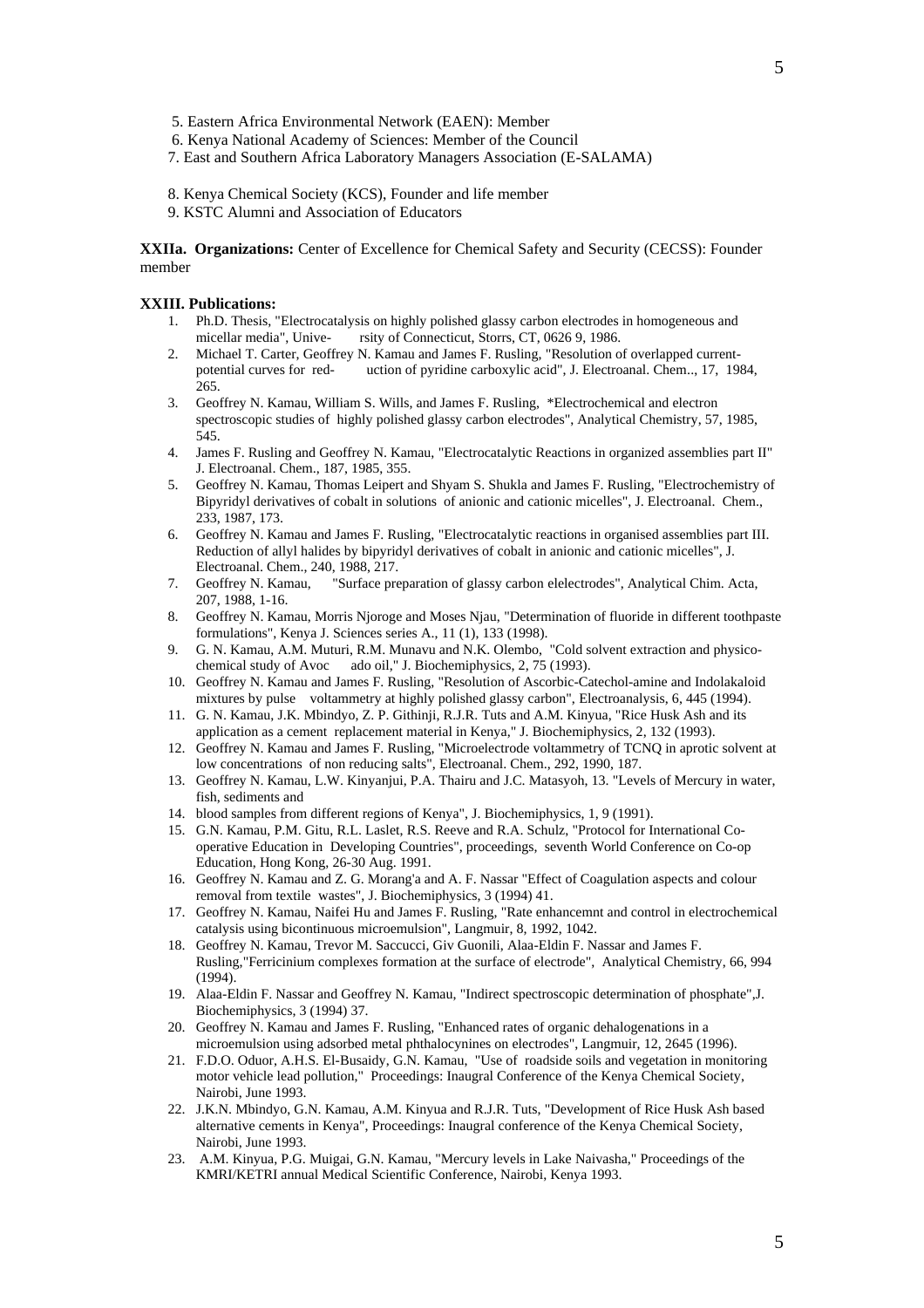5. Eastern Africa Environmental Network (EAEN): Member
6. Kenya National Academy of Sciences: Member of the Council
7. East and Southern Africa Laboratory Managers Association (E-SALAMA)

8. Kenya Chemical Society (KCS), Founder and life member
9. KSTC Alumni and Association of Educators

**XXIIa. Organizations:** Center of Excellence for Chemical Safety and Security (CECSS): Founder member

**XXIII. Publications:**

1. Ph.D. Thesis, "Electrocatalysis on highly polished glassy carbon electrodes in homogeneous and micellar media", Unive- rsity of Connecticut, Storrs, CT, 0626 9, 1986.
2. Michael T. Carter, Geoffrey N. Kamau and James F. Rusling, "Resolution of overlapped current-potential curves for red- uction of pyridine carboxylic acid", J. Electroanal. Chem.., 17, 1984, 265.
3. Geoffrey N. Kamau, William S. Wills, and James F. Rusling, *Electrochemical and electron spectroscopic studies of highly polished glassy carbon electrodes", Analytical Chemistry, 57, 1985, 545.
4. James F. Rusling and Geoffrey N. Kamau, "Electrocatalytic Reactions in organized assemblies part II" J. Electroanal. Chem., 187, 1985, 355.
5. Geoffrey N. Kamau, Thomas Leipert and Shyam S. Shukla and James F. Rusling, "Electrochemistry of Bipyridyl derivatives of cobalt in solutions of anionic and cationic micelles", J. Electroanal. Chem., 233, 1987, 173.
6. Geoffrey N. Kamau and James F. Rusling, "Electrocatalytic reactions in organised assemblies part III. Reduction of allyl halides by bipyridyl derivatives of cobalt in anionic and cationic micelles", J. Electroanal. Chem., 240, 1988, 217.
7. Geoffrey N. Kamau, "Surface preparation of glassy carbon elelectrodes", Analytical Chim. Acta, 207, 1988, 1-16.
8. Geoffrey N. Kamau, Morris Njoroge and Moses Njau, "Determination of fluoride in different toothpaste formulations", Kenya J. Sciences series A., 11 (1), 133 (1998).
9. G. N. Kamau, A.M. Muturi, R.M. Munavu and N.K. Olembo, "Cold solvent extraction and physico-chemical study of Avoc ado oil," J. Biochemiphysics, 2, 75 (1993).
10. Geoffrey N. Kamau and James F. Rusling, "Resolution of Ascorbic-Catechol-amine and Indolakaloid mixtures by pulse voltammetry at highly polished glassy carbon", Electroanalysis, 6, 445 (1994).
11. G. N. Kamau, J.K. Mbindyo, Z. P. Githinji, R.J.R. Tuts and A.M. Kinyua, "Rice Husk Ash and its application as a cement replacement material in Kenya," J. Biochemiphysics, 2, 132 (1993).
12. Geoffrey N. Kamau and James F. Rusling, "Microelectrode voltammetry of TCNQ in aprotic solvent at low concentrations of non reducing salts", Electroanal. Chem., 292, 1990, 187.
13. Geoffrey N. Kamau, L.W. Kinyanjui, P.A. Thairu and J.C. Matasyoh, 13. "Levels of Mercury in water, fish, sediments and
14. blood samples from different regions of Kenya", J. Biochemiphysics, 1, 9 (1991).
15. G.N. Kamau, P.M. Gitu, R.L. Laslet, R.S. Reeve and R.A. Schulz, "Protocol for International Co-operative Education in Developing Countries", proceedings, seventh World Conference on Co-op Education, Hong Kong, 26-30 Aug. 1991.
16. Geoffrey N. Kamau and Z. G. Morang'a and A. F. Nassar "Effect of Coagulation aspects and colour removal from textile wastes", J. Biochemiphysics, 3 (1994) 41.
17. Geoffrey N. Kamau, Naifei Hu and James F. Rusling, "Rate enhancemnt and control in electrochemical catalysis using bicontinuous microemulsion", Langmuir, 8, 1992, 1042.
18. Geoffrey N. Kamau, Trevor M. Saccucci, Giv Guonili, Alaa-Eldin F. Nassar and James F. Rusling,"Ferricinium complexes formation at the surface of electrode", Analytical Chemistry, 66, 994 (1994).
19. Alaa-Eldin F. Nassar and Geoffrey N. Kamau, "Indirect spectroscopic determination of phosphate",J. Biochemiphysics, 3 (1994) 37.
20. Geoffrey N. Kamau and James F. Rusling, "Enhanced rates of organic dehalogenations in a microemulsion using adsorbed metal phthalocynines on electrodes", Langmuir, 12, 2645 (1996).
21. F.D.O. Oduor, A.H.S. El-Busaidy, G.N. Kamau, "Use of roadside soils and vegetation in monitoring motor vehicle lead pollution," Proceedings: Inaugral Conference of the Kenya Chemical Society, Nairobi, June 1993.
22. J.K.N. Mbindyo, G.N. Kamau, A.M. Kinyua and R.J.R. Tuts, "Development of Rice Husk Ash based alternative cements in Kenya", Proceedings: Inaugral conference of the Kenya Chemical Society, Nairobi, June 1993.
23. A.M. Kinyua, P.G. Muigai, G.N. Kamau, "Mercury levels in Lake Naivasha," Proceedings of the KMRI/KETRI annual Medical Scientific Conference, Nairobi, Kenya 1993.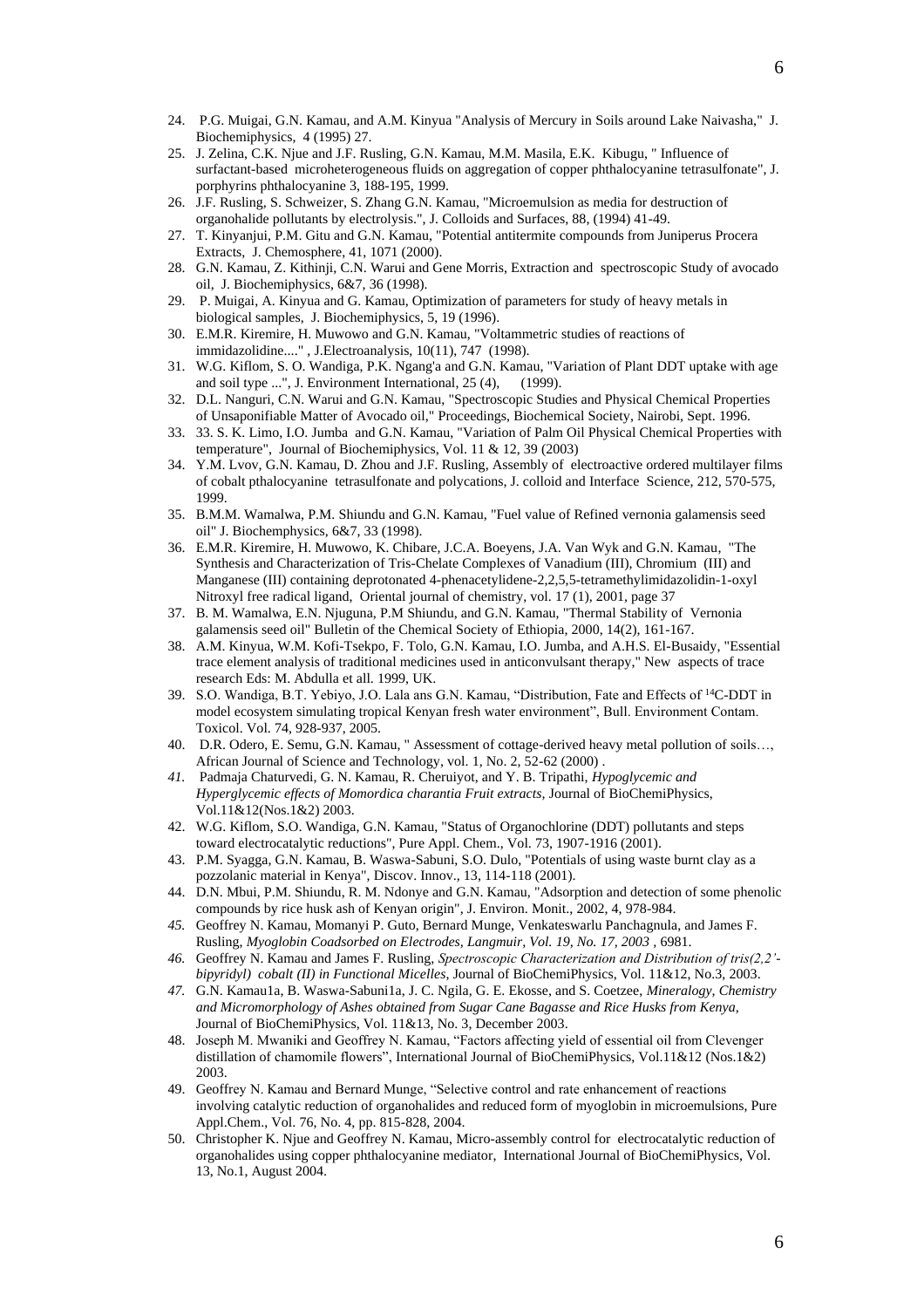24. P.G. Muigai, G.N. Kamau, and A.M. Kinyua "Analysis of Mercury in Soils around Lake Naivasha," J. Biochemiphysics, 4 (1995) 27.
25. J. Zelina, C.K. Njue and J.F. Rusling, G.N. Kamau, M.M. Masila, E.K. Kibugu, " Influence of surfactant-based microheterogeneous fluids on aggregation of copper phthalocyanine tetrasulfonate", J. porphyrins phthalocyanine 3, 188-195, 1999.
26. J.F. Rusling, S. Schweizer, S. Zhang G.N. Kamau, "Microemulsion as media for destruction of organohalide pollutants by electrolysis.", J. Colloids and Surfaces, 88, (1994) 41-49.
27. T. Kinyanjui, P.M. Gitu and G.N. Kamau, "Potential antitermite compounds from Juniperus Procera Extracts, J. Chemosphere, 41, 1071 (2000).
28. G.N. Kamau, Z. Kithinji, C.N. Warui and Gene Morris, Extraction and spectroscopic Study of avocado oil, J. Biochemiphysics, 6&7, 36 (1998).
29. P. Muigai, A. Kinyua and G. Kamau, Optimization of parameters for study of heavy metals in biological samples, J. Biochemiphysics, 5, 19 (1996).
30. E.M.R. Kiremire, H. Muwowo and G.N. Kamau, "Voltammetric studies of reactions of immidazolidine...." , J.Electroanalysis, 10(11), 747 (1998).
31. W.G. Kiflom, S. O. Wandiga, P.K. Ngang'a and G.N. Kamau, "Variation of Plant DDT uptake with age and soil type ...", J. Environment International, 25 (4), (1999).
32. D.L. Nanguri, C.N. Warui and G.N. Kamau, "Spectroscopic Studies and Physical Chemical Properties of Unsaponifiable Matter of Avocado oil," Proceedings, Biochemical Society, Nairobi, Sept. 1996.
33. 33. S. K. Limo, I.O. Jumba and G.N. Kamau, "Variation of Palm Oil Physical Chemical Properties with temperature", Journal of Biochemiphysics, Vol. 11 & 12, 39 (2003)
34. Y.M. Lvov, G.N. Kamau, D. Zhou and J.F. Rusling, Assembly of electroactive ordered multilayer films of cobalt pthalocyanine tetrasulfonate and polycations, J. colloid and Interface Science, 212, 570-575, 1999.
35. B.M.M. Wamalwa, P.M. Shiundu and G.N. Kamau, "Fuel value of Refined vernonia galamensis seed oil" J. Biochemphysics, 6&7, 33 (1998).
36. E.M.R. Kiremire, H. Muwowo, K. Chibare, J.C.A. Boeyens, J.A. Van Wyk and G.N. Kamau, "The Synthesis and Characterization of Tris-Chelate Complexes of Vanadium (III), Chromium (III) and Manganese (III) containing deprotonated 4-phenacetylidene-2,2,5,5-tetramethylimidazolidin-1-oxyl Nitroxyl free radical ligand, Oriental journal of chemistry, vol. 17 (1), 2001, page 37
37. B. M. Wamalwa, E.N. Njuguna, P.M Shiundu, and G.N. Kamau, "Thermal Stability of Vernonia galamensis seed oil" Bulletin of the Chemical Society of Ethiopia, 2000, 14(2), 161-167.
38. A.M. Kinyua, W.M. Kofi-Tsekpo, F. Tolo, G.N. Kamau, I.O. Jumba, and A.H.S. El-Busaidy, "Essential trace element analysis of traditional medicines used in anticonvulsant therapy," New aspects of trace research Eds: M. Abdulla et all. 1999, UK.
39. S.O. Wandiga, B.T. Yebiyo, J.O. Lala ans G.N. Kamau, "Distribution, Fate and Effects of $^{14}$C-DDT in model ecosystem simulating tropical Kenyan fresh water environment", Bull. Environment Contam. Toxicol. Vol. 74, 928-937, 2005.
40. D.R. Odero, E. Semu, G.N. Kamau, " Assessment of cottage-derived heavy metal pollution of soils…, African Journal of Science and Technology, vol. 1, No. 2, 52-62 (2000) .
41. Padmaja Chaturvedi, G. N. Kamau, R. Cheruiyot, and Y. B. Tripathi, *Hypoglycemic and Hyperglycemic effects of Momordica charantia Fruit extracts*, Journal of BioChemiPhysics, Vol.11&12(Nos.1&2) 2003.
42. W.G. Kiflom, S.O. Wandiga, G.N. Kamau, "Status of Organochlorine (DDT) pollutants and steps toward electrocatalytic reductions", Pure Appl. Chem., Vol. 73, 1907-1916 (2001).
43. P.M. Syagga, G.N. Kamau, B. Waswa-Sabuni, S.O. Dulo, "Potentials of using waste burnt clay as a pozzolanic material in Kenya", Discov. Innov., 13, 114-118 (2001).
44. D.N. Mbui, P.M. Shiundu, R. M. Ndonye and G.N. Kamau, "Adsorption and detection of some phenolic compounds by rice husk ash of Kenyan origin", J. Environ. Monit., 2002, 4, 978-984.
45. Geoffrey N. Kamau, Momanyi P. Guto, Bernard Munge, Venkateswarlu Panchagnula, and James F. Rusling, *Myoglobin Coadsorbed on Electrodes, Langmuir, Vol. 19, No. 17, 2003* , 6981.
46. Geoffrey N. Kamau and James F. Rusling, *Spectroscopic Characterization and Distribution of tris(2,2'-bipyridyl) cobalt (II) in Functional Micelles*, Journal of BioChemiPhysics, Vol. 11&12, No.3, 2003.
47. G.N. Kamau1a, B. Waswa-Sabuni1a, J. C. Ngila, G. E. Ekosse, and S. Coetzee, *Mineralogy, Chemistry and Micromorphology of Ashes obtained from Sugar Cane Bagasse and Rice Husks from Kenya*, Journal of BioChemiPhysics, Vol. 11&13, No. 3, December 2003.
48. Joseph M. Mwaniki and Geoffrey N. Kamau, "Factors affecting yield of essential oil from Clevenger distillation of chamomile flowers", International Journal of BioChemiPhysics, Vol.11&12 (Nos.1&2) 2003.
49. Geoffrey N. Kamau and Bernard Munge, "Selective control and rate enhancement of reactions involving catalytic reduction of organohalides and reduced form of myoglobin in microemulsions, Pure Appl.Chem., Vol. 76, No. 4, pp. 815-828, 2004.
50. Christopher K. Njue and Geoffrey N. Kamau, Micro-assembly control for electrocatalytic reduction of organohalides using copper phthalocyanine mediator, International Journal of BioChemiPhysics, Vol. 13, No.1, August 2004.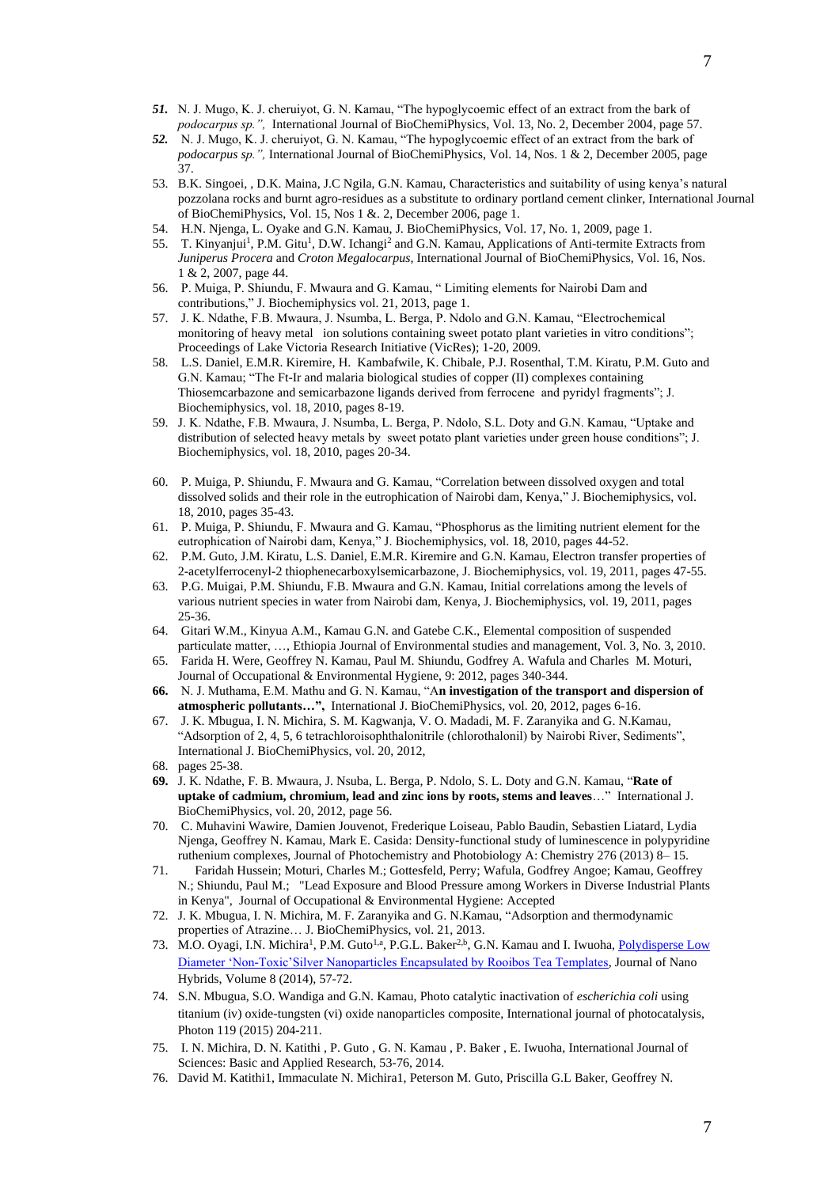***51.*** N. J. Mugo, K. J. cheruiyot, G. N. Kamau, "The hypoglycoemic effect of an extract from the bark of *podocarpus sp.",* International Journal of BioChemiPhysics, Vol. 13, No. 2, December 2004, page 57.

***52.*** N. J. Mugo, K. J. cheruiyot, G. N. Kamau, "The hypoglycoemic effect of an extract from the bark of *podocarpus sp.",* International Journal of BioChemiPhysics, Vol. 14, Nos. 1 & 2, December 2005, page 37.

53. B.K. Singoei, , D.K. Maina, J.C Ngila, G.N. Kamau, Characteristics and suitability of using kenya's natural pozzolana rocks and burnt agro-residues as a substitute to ordinary portland cement clinker, International Journal of BioChemiPhysics, Vol. 15, Nos 1 &. 2, December 2006, page 1.

54. H.N. Njenga, L. Oyake and G.N. Kamau, J. BioChemiPhysics, Vol. 17, No. 1, 2009, page 1.

55. T. Kinyanjui[1], P.M. Gitu[1], D.W. Ichangi[2] and G.N. Kamau, Applications of Anti-termite Extracts from *Juniperus Procera* and *Croton Megalocarpus*, International Journal of BioChemiPhysics, Vol. 16, Nos. 1 & 2, 2007, page 44.

56. P. Muiga, P. Shiundu, F. Mwaura and G. Kamau, " Limiting elements for Nairobi Dam and contributions," J. Biochemiphysics vol. 21, 2013, page 1.

57. J. K. Ndathe, F.B. Mwaura, J. Nsumba, L. Berga, P. Ndolo and G.N. Kamau, "Electrochemical monitoring of heavy metal ion solutions containing sweet potato plant varieties in vitro conditions"; Proceedings of Lake Victoria Research Initiative (VicRes); 1-20, 2009.

58. L.S. Daniel, E.M.R. Kiremire, H. Kambafwile, K. Chibale, P.J. Rosenthal, T.M. Kiratu, P.M. Guto and G.N. Kamau; "The Ft-Ir and malaria biological studies of copper (II) complexes containing Thiosemcarbazone and semicarbazone ligands derived from ferrocene and pyridyl fragments"; J. Biochemiphysics, vol. 18, 2010, pages 8-19.

59. J. K. Ndathe, F.B. Mwaura, J. Nsumba, L. Berga, P. Ndolo, S.L. Doty and G.N. Kamau, "Uptake and distribution of selected heavy metals by sweet potato plant varieties under green house conditions"; J. Biochemiphysics, vol. 18, 2010, pages 20-34.

60. P. Muiga, P. Shiundu, F. Mwaura and G. Kamau, "Correlation between dissolved oxygen and total dissolved solids and their role in the eutrophication of Nairobi dam, Kenya," J. Biochemiphysics, vol. 18, 2010, pages 35-43.

61. P. Muiga, P. Shiundu, F. Mwaura and G. Kamau, "Phosphorus as the limiting nutrient element for the eutrophication of Nairobi dam, Kenya," J. Biochemiphysics, vol. 18, 2010, pages 44-52.

62. P.M. Guto, J.M. Kiratu, L.S. Daniel, E.M.R. Kiremire and G.N. Kamau, Electron transfer properties of 2-acetylferrocenyl-2 thiophenecarboxylsemicarbazone, J. Biochemiphysics, vol. 19, 2011, pages 47-55.

63. P.G. Muigai, P.M. Shiundu, F.B. Mwaura and G.N. Kamau, Initial correlations among the levels of various nutrient species in water from Nairobi dam, Kenya, J. Biochemiphysics, vol. 19, 2011, pages 25-36.

64. Gitari W.M., Kinyua A.M., Kamau G.N. and Gatebe C.K., Elemental composition of suspended particulate matter, …, Ethiopia Journal of Environmental studies and management, Vol. 3, No. 3, 2010.

65. Farida H. Were, Geoffrey N. Kamau, Paul M. Shiundu, Godfrey A. Wafula and Charles M. Moturi, Journal of Occupational & Environmental Hygiene, 9: 2012, pages 340-344.

**66.** N. J. Muthama, E.M. Mathu and G. N. Kamau, "A**n investigation of the transport and dispersion of atmospheric pollutants…",** International J. BioChemiPhysics, vol. 20, 2012, pages 6-16.

67. J. K. Mbugua, I. N. Michira, S. M. Kagwanja, V. O. Madadi, M. F. Zaranyika and G. N.Kamau, "Adsorption of 2, 4, 5, 6 tetrachloroisophthalonitrile (chlorothalonil) by Nairobi River, Sediments", International J. BioChemiPhysics, vol. 20, 2012,

68. pages 25-38.

**69.** J. K. Ndathe, F. B. Mwaura, J. Nsuba, L. Berga, P. Ndolo, S. L. Doty and G.N. Kamau, "**Rate of uptake of cadmium, chromium, lead and zinc ions by roots, stems and leaves**…" International J. BioChemiPhysics, vol. 20, 2012, page 56.

70. C. Muhavini Wawire, Damien Jouvenot, Frederique Loiseau, Pablo Baudin, Sebastien Liatard, Lydia Njenga, Geoffrey N. Kamau, Mark E. Casida: Density-functional study of luminescence in polypyridine ruthenium complexes, Journal of Photochemistry and Photobiology A: Chemistry 276 (2013) 8– 15.

71. Faridah Hussein; Moturi, Charles M.; Gottesfeld, Perry; Wafula, Godfrey Angoe; Kamau, Geoffrey N.; Shiundu, Paul M.; "Lead Exposure and Blood Pressure among Workers in Diverse Industrial Plants in Kenya", Journal of Occupational & Environmental Hygiene: Accepted

72. J. K. Mbugua, I. N. Michira, M. F. Zaranyika and G. N.Kamau, "Adsorption and thermodynamic properties of Atrazine… J. BioChemiPhysics, vol. 21, 2013.

73. M.O. Oyagi, I.N. Michira[1], P.M. Guto[1,a], P.G.L. Baker[2,b], G.N. Kamau and I. Iwuoha, Polydisperse Low Diameter 'Non-Toxic'Silver Nanoparticles Encapsulated by Rooibos Tea Templates, Journal of Nano Hybrids, Volume 8 (2014), 57-72.

74. S.N. Mbugua, S.O. Wandiga and G.N. Kamau, Photo catalytic inactivation of *escherichia coli* using titanium (iv) oxide-tungsten (vi) oxide nanoparticles composite, International journal of photocatalysis, Photon 119 (2015) 204-211.

75. I. N. Michira, D. N. Katithi , P. Guto , G. N. Kamau , P. Baker , E. Iwuoha, International Journal of Sciences: Basic and Applied Research, 53-76, 2014.

76. David M. Katithi1, Immaculate N. Michira1, Peterson M. Guto, Priscilla G.L Baker, Geoffrey N.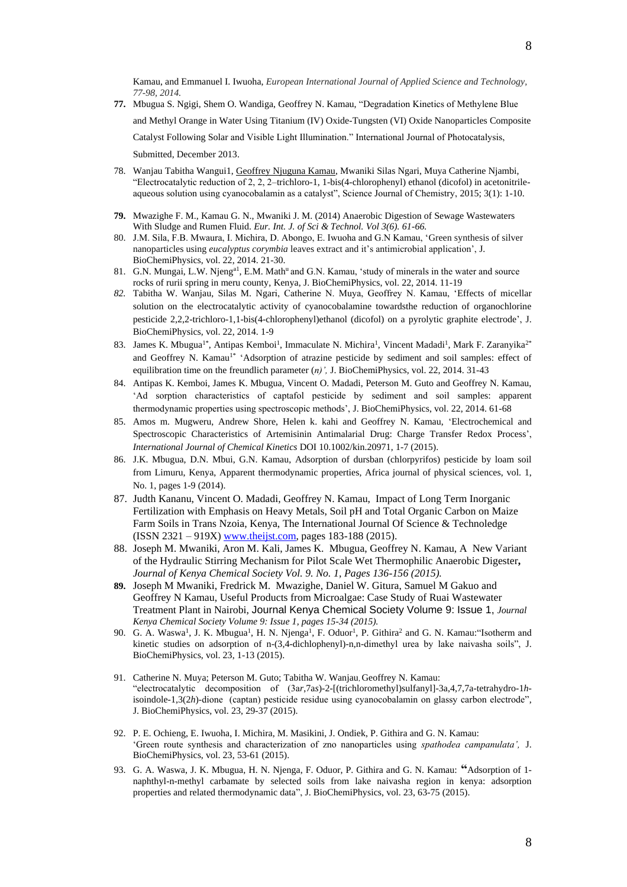Kamau, and Emmanuel I. Iwuoha, *European International Journal of Applied Science and Technology, 77-98, 2014.*

77. Mbugua S. Ngigi, Shem O. Wandiga, Geoffrey N. Kamau, "Degradation Kinetics of Methylene Blue and Methyl Orange in Water Using Titanium (IV) Oxide-Tungsten (VI) Oxide Nanoparticles Composite Catalyst Following Solar and Visible Light Illumination." International Journal of Photocatalysis, Submitted, December 2013.

78. Wanjau Tabitha Wangui1, Geoffrey Njuguna Kamau, Mwaniki Silas Ngari, Muya Catherine Njambi, "Electrocatalytic reduction of 2, 2, 2–trichloro-1, 1-bis(4-chlorophenyl) ethanol (dicofol) in acetonitrile-aqueous solution using cyanocobalamin as a catalyst", Science Journal of Chemistry, 2015; 3(1): 1-10.

79. Mwazighe F. M., Kamau G. N., Mwaniki J. M. (2014) Anaerobic Digestion of Sewage Wastewaters With Sludge and Rumen Fluid. *Eur. Int. J. of Sci & Technol. Vol 3(6). 61-66.*

80. J.M. Sila, F.B. Mwaura, I. Michira, D. Abongo, E. Iwuoha and G.N Kamau, 'Green synthesis of silver nanoparticles using *eucalyptus corymbia* leaves extract and it's antimicrobial application', J. BioChemiPhysics, vol. 22, 2014. 21-30.

81. G.N. Mungai, L.W. Njeng[a1], E.M. Math[u] and G.N. Kamau, 'study of minerals in the water and source rocks of rurii spring in meru county, Kenya, J. BioChemiPhysics, vol. 22, 2014. 11-19

82. Tabitha W. Wanjau, Silas M. Ngari, Catherine N. Muya, Geoffrey N. Kamau, 'Effects of micellar solution on the electrocatalytic activity of cyanocobalamine towardsthe reduction of organochlorine pesticide 2,2,2-trichloro-1,1-bis(4-chlorophenyl)ethanol (dicofol) on a pyrolytic graphite electrode', J. BioChemiPhysics, vol. 22, 2014. 1-9

83. James K. Mbugua[1*], Antipas Kemboi[1], Immaculate N. Michira[1], Vincent Madadi[1], Mark F. Zaranyika[2*] and Geoffrey N. Kamau[1*] 'Adsorption of atrazine pesticide by sediment and soil samples: effect of equilibration time on the freundlich parameter (*n)',* J. BioChemiPhysics, vol. 22, 2014. 31-43

84. Antipas K. Kemboi, James K. Mbugua, Vincent O. Madadi, Peterson M. Guto and Geoffrey N. Kamau, 'Ad sorption characteristics of captafol pesticide by sediment and soil samples: apparent thermodynamic properties using spectroscopic methods', J. BioChemiPhysics, vol. 22, 2014. 61-68

85. Amos m. Mugweru, Andrew Shore, Helen k. kahi and Geoffrey N. Kamau, 'Electrochemical and Spectroscopic Characteristics of Artemisinin Antimalarial Drug: Charge Transfer Redox Process', *International Journal of Chemical Kinetics* DOI 10.1002/kin.20971, 1-7 (2015).

86. J.K. Mbugua, D.N. Mbui, G.N. Kamau, Adsorption of dursban (chlorpyrifos) pesticide by loam soil from Limuru, Kenya, Apparent thermodynamic properties, Africa journal of physical sciences, vol. 1, No. 1, pages 1-9 (2014).

87. Judth Kananu, Vincent O. Madadi, Geoffrey N. Kamau, Impact of Long Term Inorganic Fertilization with Emphasis on Heavy Metals, Soil pH and Total Organic Carbon on Maize Farm Soils in Trans Nzoia, Kenya, The International Journal Of Science & Technoledge (ISSN 2321 – 919X) www.theijst.com, pages 183-188 (2015).

88. Joseph M. Mwaniki, Aron M. Kali, James K. Mbugua, Geoffrey N. Kamau, A New Variant of the Hydraulic Stirring Mechanism for Pilot Scale Wet Thermophilic Anaerobic Digester**,** *Journal of Kenya Chemical Society Vol. 9. No. 1, Pages 136-156 (2015).*

89. Joseph M Mwaniki, Fredrick M. Mwazighe, Daniel W. Gitura, Samuel M Gakuo and Geoffrey N Kamau, Useful Products from Microalgae: Case Study of Ruai Wastewater Treatment Plant in Nairobi, Journal Kenya Chemical Society Volume 9: Issue 1, *Journal Kenya Chemical Society Volume 9: Issue 1, pages 15-34 (2015).*

90. G. A. Waswa[1], J. K. Mbugua[1], H. N. Njenga[1], F. Oduor[1], P. Githira[2] and G. N. Kamau:"Isotherm and kinetic studies on adsorption of n-(3,4-dichlophenyl)-n,n-dimethyl urea by lake naivasha soils", J. BioChemiPhysics, vol. 23, 1-13 (2015).

91. Catherine N. Muya; Peterson M. Guto; Tabitha W. Wanjau, Geoffrey N. Kamau: "electrocatalytic decomposition of (3a*r*,7a*s*)-2-[(trichloromethyl)sulfanyl]-3a,4,7,7a-tetrahydro-1*h*-isoindole-1,3(2*h*)-dione (captan) pesticide residue using cyanocobalamin on glassy carbon electrode", J. BioChemiPhysics, vol. 23, 29-37 (2015).

92. P. E. Ochieng, E. Iwuoha, I. Michira, M. Masikini, J. Ondiek, P. Githira and G. N. Kamau: 'Green route synthesis and characterization of zno nanoparticles using *spathodea campanulata',* J. BioChemiPhysics, vol. 23, 53-61 (2015).

93. G. A. Waswa, J. K. Mbugua, H. N. Njenga, F. Oduor, P. Githira and G. N. Kamau: **"**Adsorption of 1-naphthyl-n-methyl carbamate by selected soils from lake naivasha region in kenya: adsorption properties and related thermodynamic data", J. BioChemiPhysics, vol. 23, 63-75 (2015).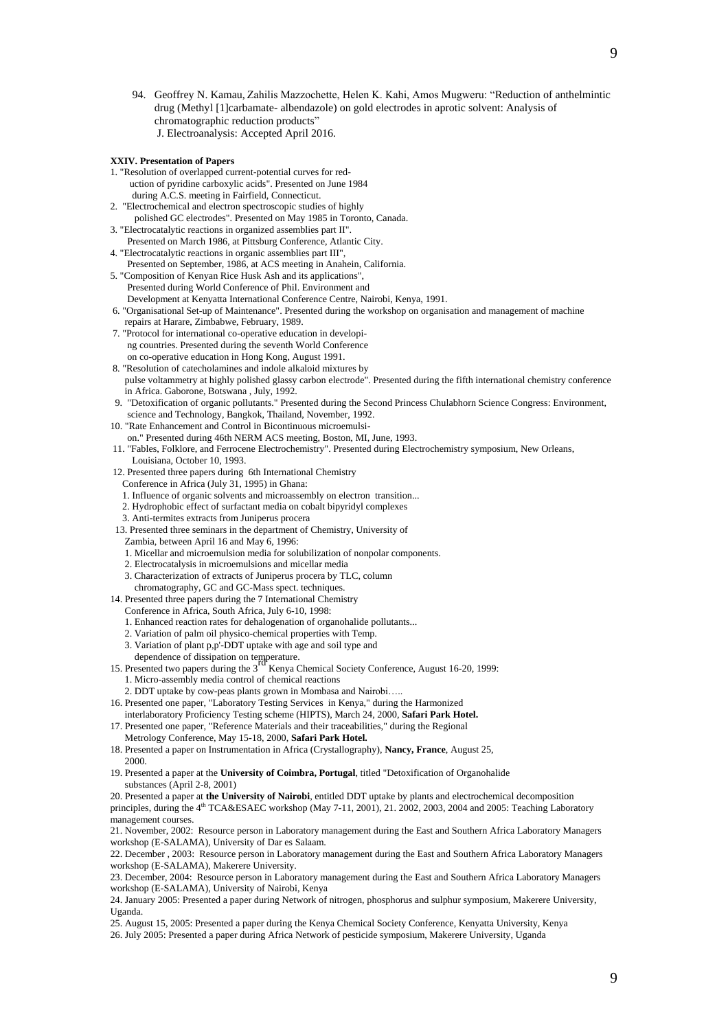94. Geoffrey N. Kamau, Zahilis Mazzochette, Helen K. Kahi, Amos Mugweru: "Reduction of anthelmintic drug (Methyl [1]carbamate- albendazole) on gold electrodes in aprotic solvent: Analysis of chromatographic reduction products"
 J. Electroanalysis: Accepted April 2016.

**XXIV. Presentation of Papers**

1. "Resolution of overlapped current-potential curves for reduction of pyridine carboxylic acids". Presented on June 1984 during A.C.S. meeting in Fairfield, Connecticut.
2. "Electrochemical and electron spectroscopic studies of highly polished GC electrodes". Presented on May 1985 in Toronto, Canada.
3. "Electrocatalytic reactions in organized assemblies part II". Presented on March 1986, at Pittsburg Conference, Atlantic City.
4. "Electrocatalytic reactions in organic assemblies part III", Presented on September, 1986, at ACS meeting in Anahein, California.
5. "Composition of Kenyan Rice Husk Ash and its applications", Presented during World Conference of Phil. Environment and Development at Kenyatta International Conference Centre, Nairobi, Kenya, 1991.
6. "Organisational Set-up of Maintenance". Presented during the workshop on organisation and management of machine repairs at Harare, Zimbabwe, February, 1989.
7. "Protocol for international co-operative education in developing countries. Presented during the seventh World Conference on co-operative education in Hong Kong, August 1991.
8. "Resolution of catecholamines and indole alkaloid mixtures by pulse voltammetry at highly polished glassy carbon electrode". Presented during the fifth international chemistry conference in Africa. Gaborone, Botswana , July, 1992.
9. "Detoxification of organic pollutants." Presented during the Second Princess Chulabhorn Science Congress: Environment, science and Technology, Bangkok, Thailand, November, 1992.
10. "Rate Enhancement and Control in Bicontinuous microemulsion." Presented during 46th NERM ACS meeting, Boston, MI, June, 1993.
11. "Fables, Folklore, and Ferrocene Electrochemistry". Presented during Electrochemistry symposium, New Orleans, Louisiana, October 10, 1993.
12. Presented three papers during 6th International Chemistry Conference in Africa (July 31, 1995) in Ghana:
    1. Influence of organic solvents and microassembly on electron transition...
    2. Hydrophobic effect of surfactant media on cobalt bipyridyl complexes
    3. Anti-termites extracts from Juniperus procera
13. Presented three seminars in the department of Chemistry, University of Zambia, between April 16 and May 6, 1996:
    1. Micellar and microemulsion media for solubilization of nonpolar components.
    2. Electrocatalysis in microemulsions and micellar media
    3. Characterization of extracts of Juniperus procera by TLC, column chromatography, GC and GC-Mass spect. techniques.
14. Presented three papers during the 7 International Chemistry Conference in Africa, South Africa, July 6-10, 1998:
    1. Enhanced reaction rates for dehalogenation of organohalide pollutants...
    2. Variation of palm oil physico-chemical properties with Temp.
    3. Variation of plant p,p'-DDT uptake with age and soil type and dependence of dissipation on temperature.
15. Presented two papers during the 3rd Kenya Chemical Society Conference, August 16-20, 1999:
    1. Micro-assembly media control of chemical reactions
    2. DDT uptake by cow-peas plants grown in Mombasa and Nairobi…..
16. Presented one paper, "Laboratory Testing Services in Kenya," during the Harmonized interlaboratory Proficiency Testing scheme (HIPTS), March 24, 2000, **Safari Park Hotel.**
17. Presented one paper, "Reference Materials and their traceabilities," during the Regional Metrology Conference, May 15-18, 2000, **Safari Park Hotel.**
18. Presented a paper on Instrumentation in Africa (Crystallography), **Nancy, France**, August 25, 2000.
19. Presented a paper at the **University of Coimbra, Portugal**, titled "Detoxification of Organohalide substances (April 2-8, 2001)
20. Presented a paper at **the University of Nairobi**, entitled DDT uptake by plants and electrochemical decomposition principles, during the 4th TCA&ESAEC workshop (May 7-11, 2001), 21. 2002, 2003, 2004 and 2005: Teaching Laboratory management courses.
21. November, 2002: Resource person in Laboratory management during the East and Southern Africa Laboratory Managers workshop (E-SALAMA), University of Dar es Salaam.
22. December , 2003: Resource person in Laboratory management during the East and Southern Africa Laboratory Managers workshop (E-SALAMA), Makerere University.
23. December, 2004: Resource person in Laboratory management during the East and Southern Africa Laboratory Managers workshop (E-SALAMA), University of Nairobi, Kenya
24. January 2005: Presented a paper during Network of nitrogen, phosphorus and sulphur symposium, Makerere University, Uganda.
25. August 15, 2005: Presented a paper during the Kenya Chemical Society Conference, Kenyatta University, Kenya
26. July 2005: Presented a paper during Africa Network of pesticide symposium, Makerere University, Uganda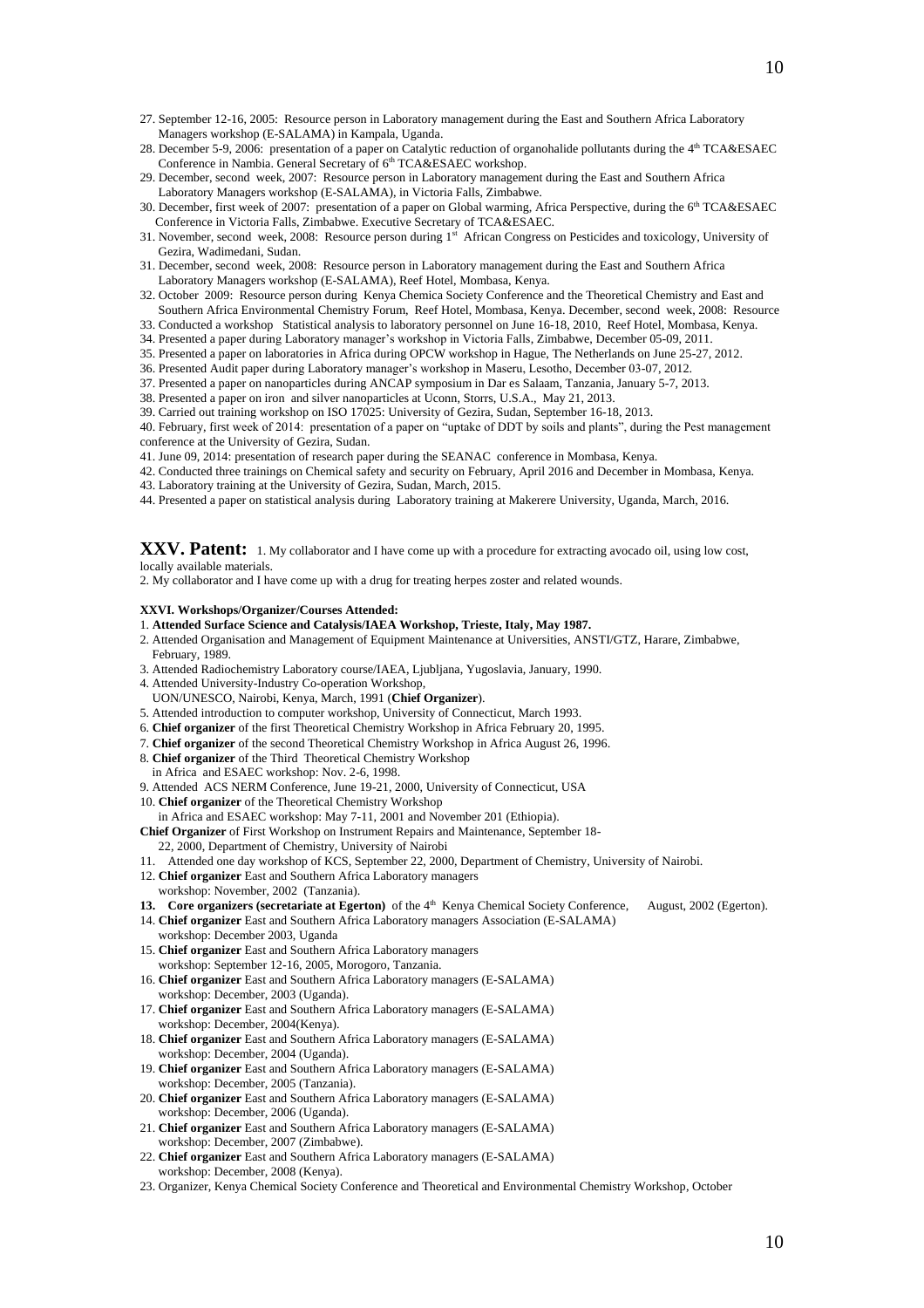27. September 12-16, 2005: Resource person in Laboratory management during the East and Southern Africa Laboratory Managers workshop (E-SALAMA) in Kampala, Uganda.
28. December 5-9, 2006: presentation of a paper on Catalytic reduction of organohalide pollutants during the 4th TCA&ESAEC Conference in Nambia. General Secretary of 6th TCA&ESAEC workshop.
29. December, second week, 2007: Resource person in Laboratory management during the East and Southern Africa Laboratory Managers workshop (E-SALAMA), in Victoria Falls, Zimbabwe.
30. December, first week of 2007: presentation of a paper on Global warming, Africa Perspective, during the 6th TCA&ESAEC Conference in Victoria Falls, Zimbabwe. Executive Secretary of TCA&ESAEC.
31. November, second week, 2008: Resource person during 1st African Congress on Pesticides and toxicology, University of Gezira, Wadimedani, Sudan.
31. December, second week, 2008: Resource person in Laboratory management during the East and Southern Africa Laboratory Managers workshop (E-SALAMA), Reef Hotel, Mombasa, Kenya.
32. October 2009: Resource person during Kenya Chemica Society Conference and the Theoretical Chemistry and East and Southern Africa Environmental Chemistry Forum, Reef Hotel, Mombasa, Kenya. December, second week, 2008: Resource
33. Conducted a workshop Statistical analysis to laboratory personnel on June 16-18, 2010, Reef Hotel, Mombasa, Kenya.
34. Presented a paper during Laboratory manager's workshop in Victoria Falls, Zimbabwe, December 05-09, 2011.
35. Presented a paper on laboratories in Africa during OPCW workshop in Hague, The Netherlands on June 25-27, 2012.
36. Presented Audit paper during Laboratory manager's workshop in Maseru, Lesotho, December 03-07, 2012.
37. Presented a paper on nanoparticles during ANCAP symposium in Dar es Salaam, Tanzania, January 5-7, 2013.
38. Presented a paper on iron and silver nanoparticles at Uconn, Storrs, U.S.A., May 21, 2013.
39. Carried out training workshop on ISO 17025: University of Gezira, Sudan, September 16-18, 2013.
40. February, first week of 2014: presentation of a paper on "uptake of DDT by soils and plants", during the Pest management conference at the University of Gezira, Sudan.
41. June 09, 2014: presentation of research paper during the SEANAC conference in Mombasa, Kenya.
42. Conducted three trainings on Chemical safety and security on February, April 2016 and December in Mombasa, Kenya.
43. Laboratory training at the University of Gezira, Sudan, March, 2015.
44. Presented a paper on statistical analysis during Laboratory training at Makerere University, Uganda, March, 2016.

**XXV. Patent:** 1. My collaborator and I have come up with a procedure for extracting avocado oil, using low cost, locally available materials.

2. My collaborator and I have come up with a drug for treating herpes zoster and related wounds.

**XXVI. Workshops/Organizer/Courses Attended:**

1. **Attended Surface Science and Catalysis/IAEA Workshop, Trieste, Italy, May 1987.**
2. Attended Organisation and Management of Equipment Maintenance at Universities, ANSTI/GTZ, Harare, Zimbabwe, February, 1989.
3. Attended Radiochemistry Laboratory course/IAEA, Ljubljana, Yugoslavia, January, 1990.
4. Attended University-Industry Co-operation Workshop, UON/UNESCO, Nairobi, Kenya, March, 1991 (**Chief Organizer**).
5. Attended introduction to computer workshop, University of Connecticut, March 1993.
6. **Chief organizer** of the first Theoretical Chemistry Workshop in Africa February 20, 1995.
7. **Chief organizer** of the second Theoretical Chemistry Workshop in Africa August 26, 1996.
8. **Chief organizer** of the Third Theoretical Chemistry Workshop in Africa and ESAEC workshop: Nov. 2-6, 1998.
9. Attended ACS NERM Conference, June 19-21, 2000, University of Connecticut, USA
10. **Chief organizer** of the Theoretical Chemistry Workshop in Africa and ESAEC workshop: May 7-11, 2001 and November 201 (Ethiopia).

**Chief Organizer** of First Workshop on Instrument Repairs and Maintenance, September 18-22, 2000, Department of Chemistry, University of Nairobi

11. Attended one day workshop of KCS, September 22, 2000, Department of Chemistry, University of Nairobi.
12. **Chief organizer** East and Southern Africa Laboratory managers workshop: November, 2002 (Tanzania).
13. **Core organizers (secretariate at Egerton)** of the 4th Kenya Chemical Society Conference, August, 2002 (Egerton).
14. **Chief organizer** East and Southern Africa Laboratory managers Association (E-SALAMA) workshop: December 2003, Uganda
15. **Chief organizer** East and Southern Africa Laboratory managers workshop: September 12-16, 2005, Morogoro, Tanzania.
16. **Chief organizer** East and Southern Africa Laboratory managers (E-SALAMA) workshop: December, 2003 (Uganda).
17. **Chief organizer** East and Southern Africa Laboratory managers (E-SALAMA) workshop: December, 2004(Kenya).
18. **Chief organizer** East and Southern Africa Laboratory managers (E-SALAMA) workshop: December, 2004 (Uganda).
19. **Chief organizer** East and Southern Africa Laboratory managers (E-SALAMA) workshop: December, 2005 (Tanzania).
20. **Chief organizer** East and Southern Africa Laboratory managers (E-SALAMA) workshop: December, 2006 (Uganda).
21. **Chief organizer** East and Southern Africa Laboratory managers (E-SALAMA) workshop: December, 2007 (Zimbabwe).
22. **Chief organizer** East and Southern Africa Laboratory managers (E-SALAMA) workshop: December, 2008 (Kenya).
23. Organizer, Kenya Chemical Society Conference and Theoretical and Environmental Chemistry Workshop, October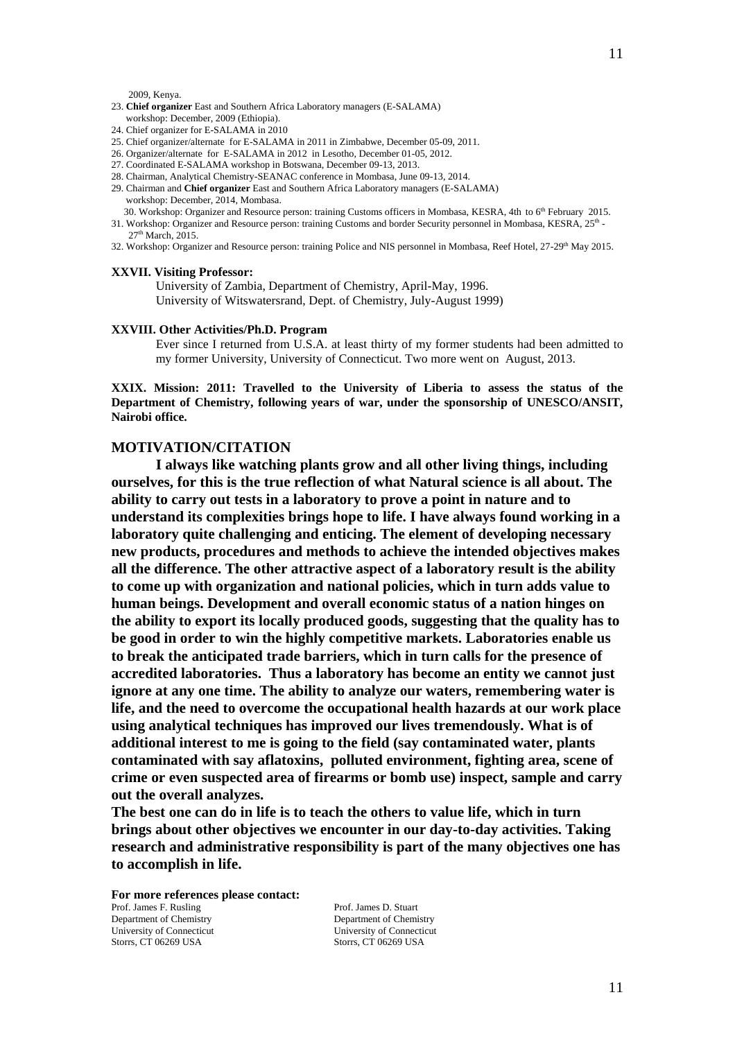2009, Kenya.

23. **Chief organizer** East and Southern Africa Laboratory managers (E-SALAMA) workshop: December, 2009 (Ethiopia).
24. Chief organizer for E-SALAMA in 2010
25. Chief organizer/alternate for E-SALAMA in 2011 in Zimbabwe, December 05-09, 2011.
26. Organizer/alternate for E-SALAMA in 2012 in Lesotho, December 01-05, 2012.
27. Coordinated E-SALAMA workshop in Botswana, December 09-13, 2013.
28. Chairman, Analytical Chemistry-SEANAC conference in Mombasa, June 09-13, 2014.
29. Chairman and **Chief organizer** East and Southern Africa Laboratory managers (E-SALAMA) workshop: December, 2014, Mombasa.
30. Workshop: Organizer and Resource person: training Customs officers in Mombasa, KESRA, 4th to 6th February 2015.
31. Workshop: Organizer and Resource person: training Customs and border Security personnel in Mombasa, KESRA, 25th - 27th March, 2015.
32. Workshop: Organizer and Resource person: training Police and NIS personnel in Mombasa, Reef Hotel, 27-29th May 2015.

**XXVII. Visiting Professor:**

University of Zambia, Department of Chemistry, April-May, 1996.
University of Witswatersrand, Dept. of Chemistry, July-August 1999)

**XXVIII. Other Activities/Ph.D. Program**

Ever since I returned from U.S.A. at least thirty of my former students had been admitted to my former University, University of Connecticut. Two more went on August, 2013.

**XXIX. Mission: 2011: Travelled to the University of Liberia to assess the status of the Department of Chemistry, following years of war, under the sponsorship of UNESCO/ANSIT, Nairobi office.**

## MOTIVATION/CITATION

**I always like watching plants grow and all other living things, including ourselves, for this is the true reflection of what Natural science is all about. The ability to carry out tests in a laboratory to prove a point in nature and to understand its complexities brings hope to life. I have always found working in a laboratory quite challenging and enticing. The element of developing necessary new products, procedures and methods to achieve the intended objectives makes all the difference. The other attractive aspect of a laboratory result is the ability to come up with organization and national policies, which in turn adds value to human beings. Development and overall economic status of a nation hinges on the ability to export its locally produced goods, suggesting that the quality has to be good in order to win the highly competitive markets. Laboratories enable us to break the anticipated trade barriers, which in turn calls for the presence of accredited laboratories. Thus a laboratory has become an entity we cannot just ignore at any one time. The ability to analyze our waters, remembering water is life, and the need to overcome the occupational health hazards at our work place using analytical techniques has improved our lives tremendously. What is of additional interest to me is going to the field (say contaminated water, plants contaminated with say aflatoxins, polluted environment, fighting area, scene of crime or even suspected area of firearms or bomb use) inspect, sample and carry out the overall analyzes.**

**The best one can do in life is to teach the others to value life, which in turn brings about other objectives we encounter in our day-to-day activities. Taking research and administrative responsibility is part of the many objectives one has to accomplish in life.**

**For more references please contact:**

Prof. James F. Rusling
Department of Chemistry
University of Connecticut
Storrs, CT 06269 USA

Prof. James D. Stuart
Department of Chemistry
University of Connecticut
Storrs, CT 06269 USA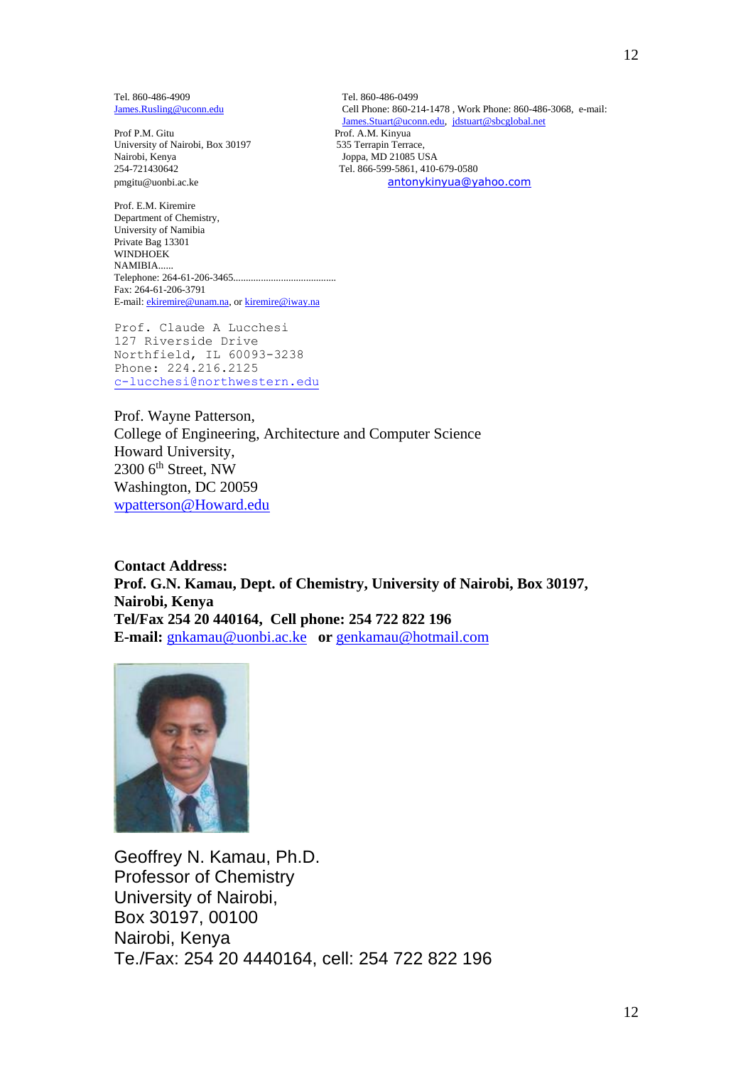Tel. 860-486-4909
James.Rusling@uconn.edu

Tel. 860-486-0499
Cell Phone: 860-214-1478 , Work Phone: 860-486-3068, e-mail: James.Stuart@uconn.edu, jdstuart@sbcglobal.net

Prof P.M. Gitu
University of Nairobi, Box 30197
Nairobi, Kenya
254-721430642
pmgitu@uonbi.ac.ke

Prof. A.M. Kinyua
535 Terrapin Terrace,
Joppa, MD 21085 USA
Tel. 866-599-5861, 410-679-0580
antonykinyua@yahoo.com

Prof. E.M. Kiremire
Department of Chemistry,
University of Namibia
Private Bag 13301
WINDHOEK
NAMIBIA......
Telephone: 264-61-206-3465.........................................
Fax: 264-61-206-3791
E-mail: ekiremire@unam.na, or kiremire@iway.na

Prof. Claude A Lucchesi
127 Riverside Drive
Northfield, IL 60093-3238
Phone: 224.216.2125
c-lucchesi@northwestern.edu

Prof. Wayne Patterson,
College of Engineering, Architecture and Computer Science
Howard University,
2300 6th Street, NW
Washington, DC 20059
wpatterson@Howard.edu

**Contact Address:**
**Prof. G.N. Kamau, Dept. of Chemistry, University of Nairobi, Box 30197, Nairobi, Kenya**
**Tel/Fax 254 20 440164, Cell phone: 254 722 822 196**
**E-mail:** gnkamau@uonbi.ac.ke **or** genkamau@hotmail.com

Geoffrey N. Kamau, Ph.D.
Professor of Chemistry
University of Nairobi,
Box 30197, 00100
Nairobi, Kenya
Te./Fax: 254 20 4440164, cell: 254 722 822 196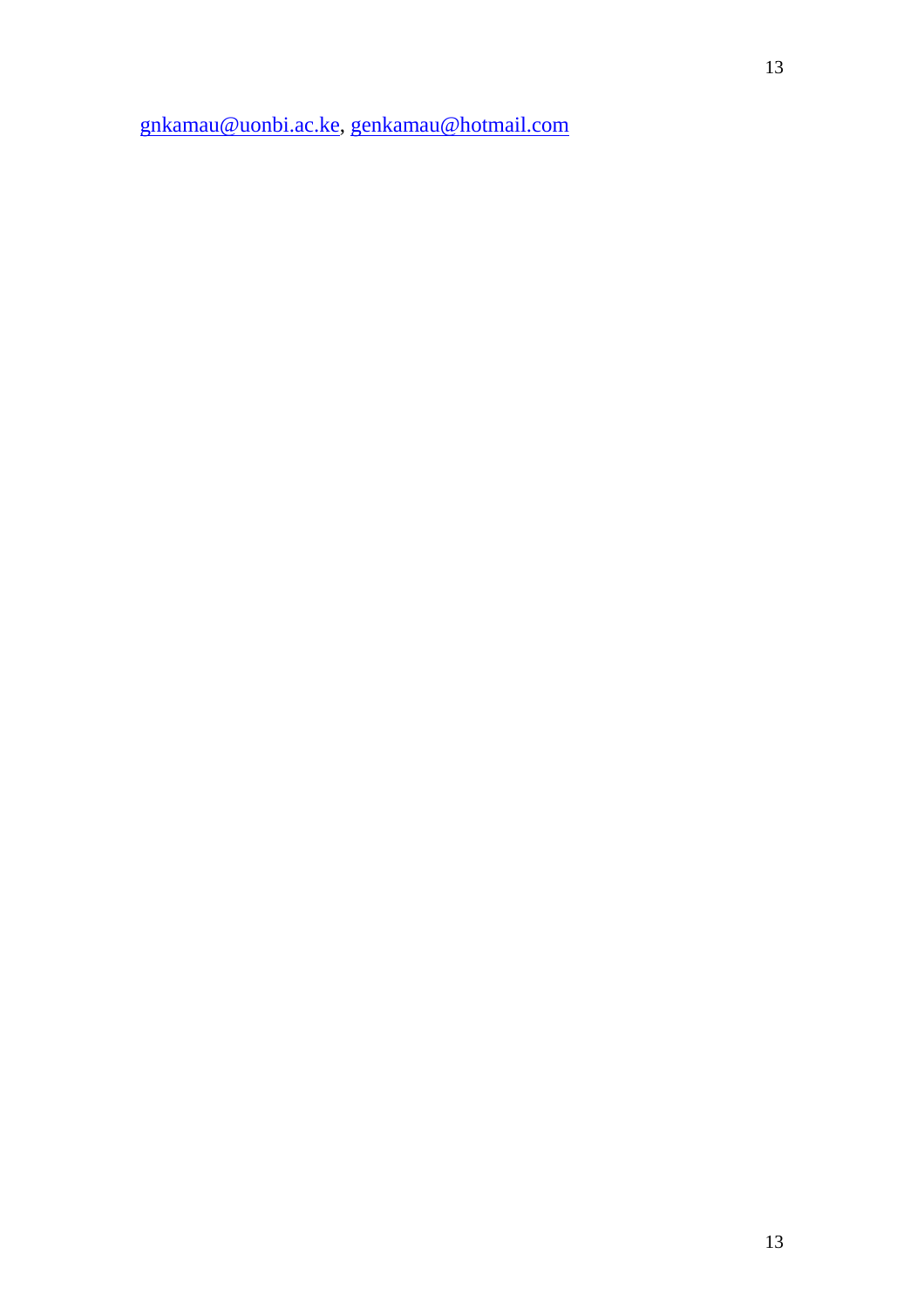gnkamau@uonbi.ac.ke, genkamau@hotmail.com